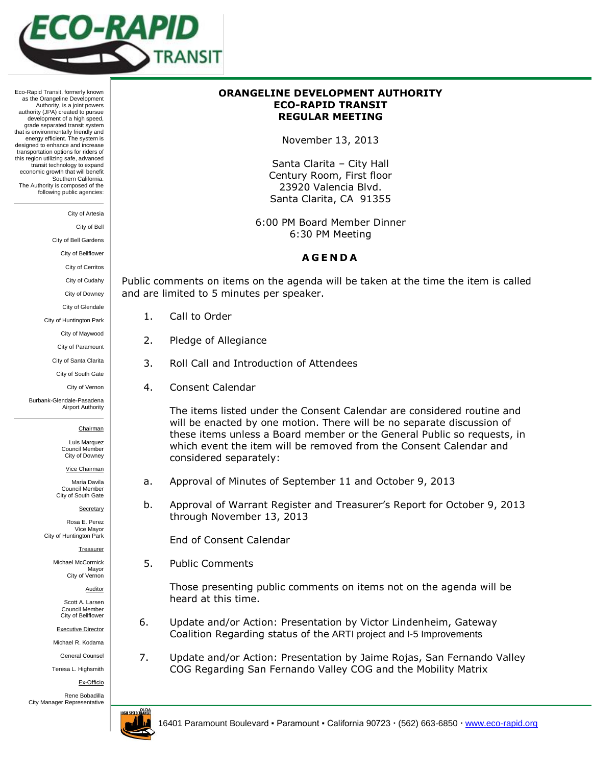ECO-RAPID TRANSIT

Eco-Rapid Transit, formerly known as the Orangeline Development Authority, is a joint powers authority (JPA) created to pursue development of a high speed, grade separated transit system that is environmentally friendly and energy efficient. The system is designed to enhance and increase transportation options for riders of this region utilizing safe, advanced transit technology to expand economic growth that will benefit Southern California.
The Authority is composed of the following public agencies:

City of Artesia
City of Bell
City of Bell Gardens
City of Bellflower
City of Cerritos
City of Cudahy
City of Downey
City of Glendale
City of Huntington Park
City of Maywood
City of Paramount
City of Santa Clarita
City of South Gate
City of Vernon
Burbank-Glendale-Pasadena Airport Authority

Chairman
Luis Marquez
Council Member
City of Downey

Vice Chairman
Maria Davila
Council Member
City of South Gate

Secretary
Rosa E. Perez
Vice Mayor
City of Huntington Park

Treasurer
Michael McCormick
Mayor
City of Vernon

Auditor
Scott A. Larsen
Council Member
City of Bellflower

Executive Director
Michael R. Kodama

General Counsel
Teresa L. Highsmith

Ex-Officio
Rene Bobadilla
City Manager Representative

# ORANGELINE DEVELOPMENT AUTHORITY
# ECO-RAPID TRANSIT
# REGULAR MEETING

November 13, 2013

Santa Clarita – City Hall
Century Room, First floor
23920 Valencia Blvd.
Santa Clarita, CA 91355

6:00 PM Board Member Dinner
6:30 PM Meeting

## AGENDA

Public comments on items on the agenda will be taken at the time the item is called and are limited to 5 minutes per speaker.

1. Call to Order
2. Pledge of Allegiance
3. Roll Call and Introduction of Attendees
4. Consent Calendar

   The items listed under the Consent Calendar are considered routine and will be enacted by one motion. There will be no separate discussion of these items unless a Board member or the General Public so requests, in which event the item will be removed from the Consent Calendar and considered separately:

   a. Approval of Minutes of September 11 and October 9, 2013

   b. Approval of Warrant Register and Treasurer's Report for October 9, 2013 through November 13, 2013

   End of Consent Calendar

5. Public Comments

   Those presenting public comments on items not on the agenda will be heard at this time.

6. Update and/or Action: Presentation by Victor Lindenheim, Gateway Coalition Regarding status of the ARTI project and I-5 Improvements

7. Update and/or Action: Presentation by Jaime Rojas, San Fernando Valley COG Regarding San Fernando Valley COG and the Mobility Matrix

16401 Paramount Boulevard ▪ Paramount ▪ California 90723 · (562) 663-6850 · www.eco-rapid.org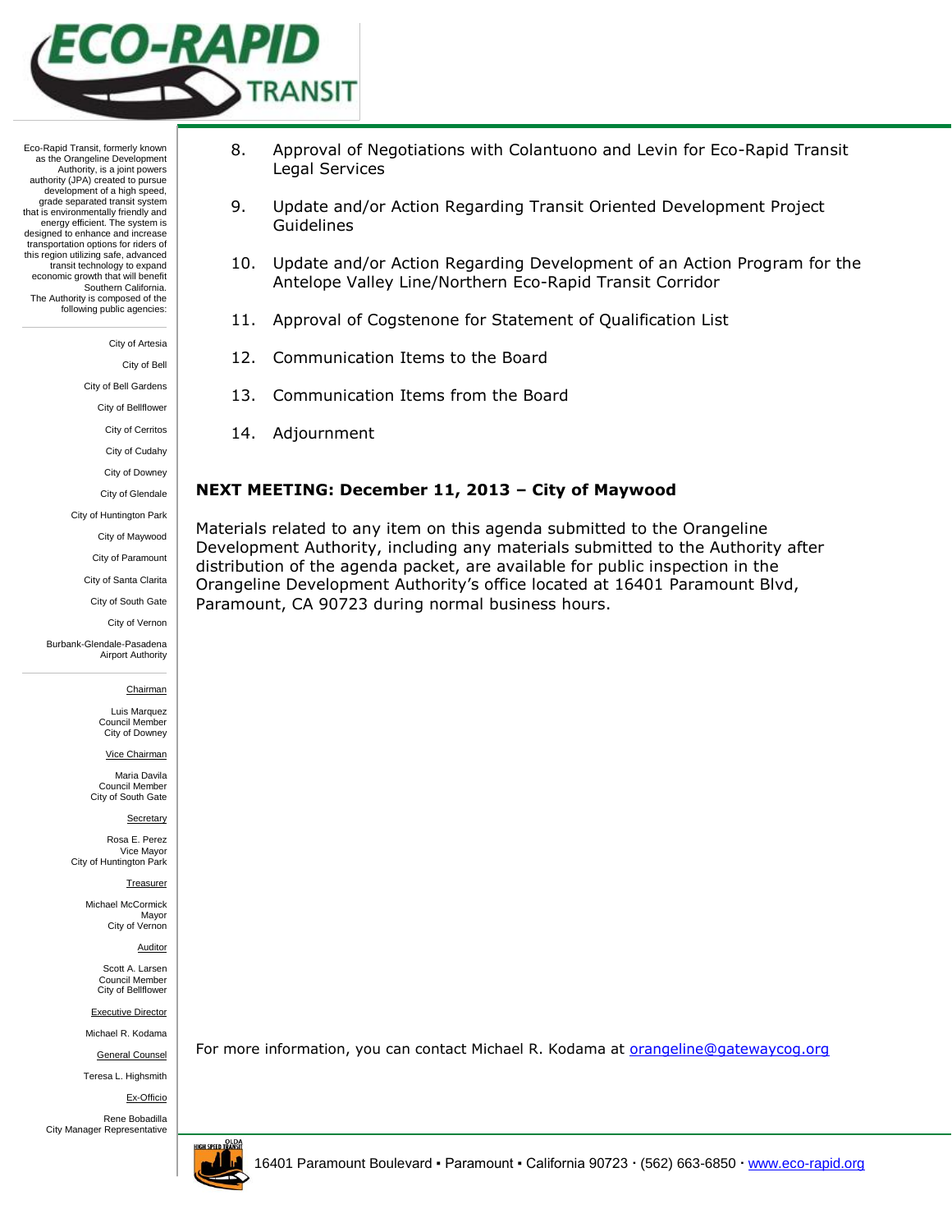Eco-Rapid Transit, formerly known as the Orangeline Development Authority, is a joint powers authority (JPA) created to pursue development of a high speed, grade separated transit system that is environmentally friendly and energy efficient. The system is designed to enhance and increase transportation options for riders of this region utilizing safe, advanced transit technology to expand economic growth that will benefit Southern California. The Authority is composed of the following public agencies:

City of Artesia
City of Bell
City of Bell Gardens
City of Bellflower
City of Cerritos
City of Cudahy
City of Downey
City of Glendale
City of Huntington Park
City of Maywood
City of Paramount
City of Santa Clarita
City of South Gate
City of Vernon
Burbank-Glendale-Pasadena Airport Authority

Chairman
Luis Marquez
Council Member
City of Downey

Vice Chairman
Maria Davila
Council Member
City of South Gate

Secretary
Rosa E. Perez
Vice Mayor
City of Huntington Park

Treasurer
Michael McCormick
Mayor
City of Vernon

Auditor
Scott A. Larsen
Council Member
City of Bellflower

Executive Director
Michael R. Kodama

General Counsel
Teresa L. Highsmith

Ex-Officio
Rene Bobadilla
City Manager Representative

8. Approval of Negotiations with Colantuono and Levin for Eco-Rapid Transit Legal Services

9. Update and/or Action Regarding Transit Oriented Development Project Guidelines

10. Update and/or Action Regarding Development of an Action Program for the Antelope Valley Line/Northern Eco-Rapid Transit Corridor

11. Approval of Cogstenone for Statement of Qualification List

12. Communication Items to the Board

13. Communication Items from the Board

14. Adjournment

**NEXT MEETING: December 11, 2013 – City of Maywood**

Materials related to any item on this agenda submitted to the Orangeline Development Authority, including any materials submitted to the Authority after distribution of the agenda packet, are available for public inspection in the Orangeline Development Authority's office located at 16401 Paramount Blvd, Paramount, CA 90723 during normal business hours.

For more information, you can contact Michael R. Kodama at orangeline@gatewaycog.org

16401 Paramount Boulevard ▪ Paramount ▪ California 90723 · (562) 663-6850 · www.eco-rapid.org